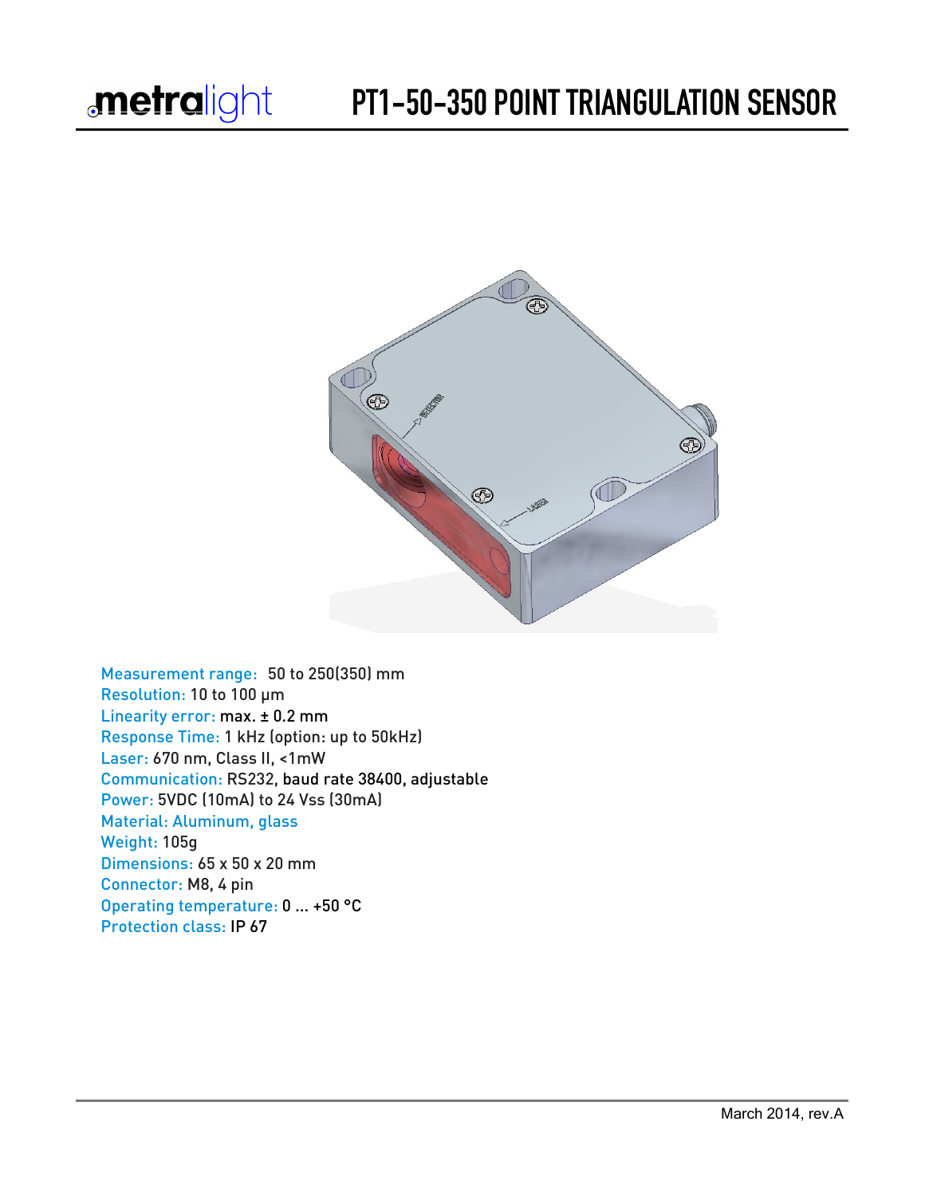# PT1-50-350 POINT TRIANGULATION SENSOR

Measurement range: 50 to 250(350) mm
Resolution: 10 to 100 µm
Linearity error: max. ± 0.2 mm
Response Time: 1 kHz (option: up to 50kHz)
Laser: 670 nm, Class II, <1mW
Communication: RS232, baud rate 38400, adjustable
Power: 5VDC (10mA) to 24 Vss (30mA)
Material: Aluminum, glass
Weight: 105g
Dimensions: 65 x 50 x 20 mm
Connector: M8, 4 pin
Operating temperature: 0 ... +50 °C
Protection class: IP 67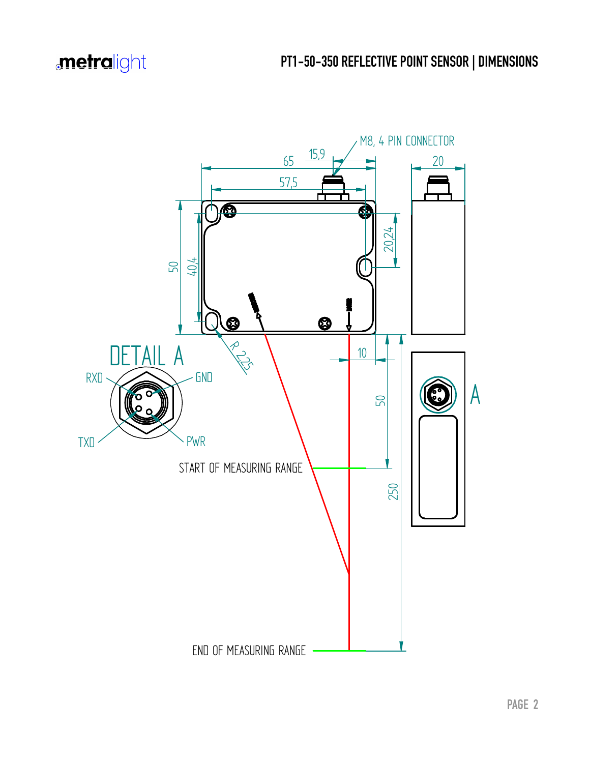# PT1-50-350 REFLECTIVE POINT SENSOR | DIMENSIONS

M8, 4 PIN CONNECTOR

65

15,9

20

57,5

50

40,4

20,24

R 2,25

10

50

250

DETAIL A

RXD

GND

TXD

PWR

A

START OF MEASURING RANGE

END OF MEASURING RANGE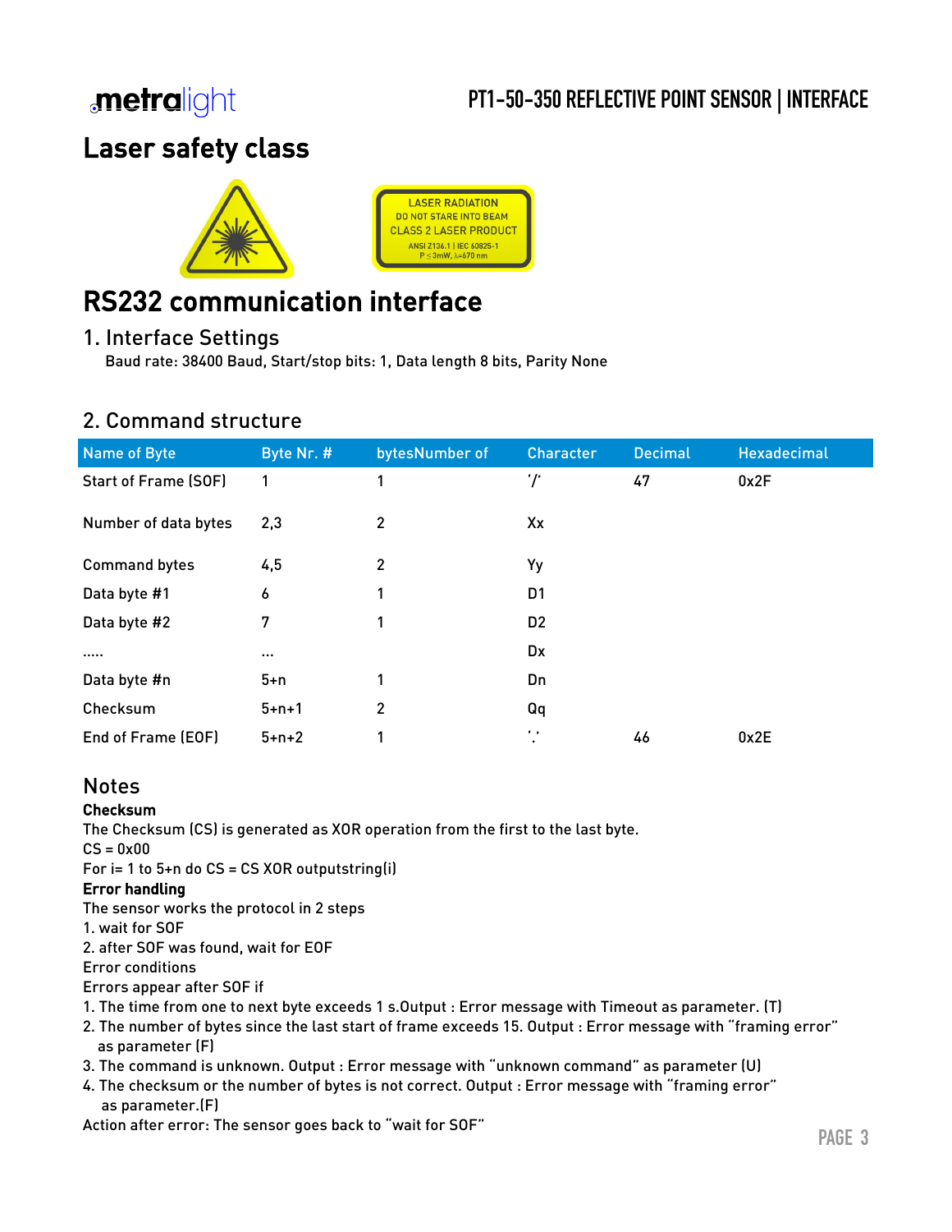# Laser safety class

LASER RADIATION
DO NOT STARE INTO BEAM
CLASS 2 LASER PRODUCT
ANSI Z136.1 | IEC 60825-1
P ≤ 3mW, λ=670 nm

# RS232 communication interface

## 1. Interface Settings

Baud rate: 38400 Baud, Start/stop bits: 1, Data length 8 bits, Parity None

## 2. Command structure

| Name of Byte | Byte Nr. # | bytesNumber of | Character | Decimal | Hexadecimal |
|---|---|---|---|---|---|
| Start of Frame (SOF) | 1 | 1 | '/' | 47 | 0x2F |
| Number of data bytes | 2,3 | 2 | Xx | | |
| Command bytes | 4,5 | 2 | Yy | | |
| Data byte #1 | 6 | 1 | D1 | | |
| Data byte #2 | 7 | 1 | D2 | | |
| ..... | ... | | Dx | | |
| Data byte #n | 5+n | 1 | Dn | | |
| Checksum | 5+n+1 | 2 | Qq | | |
| End of Frame (EOF) | 5+n+2 | 1 | '.' | 46 | 0x2E |

## Notes

**Checksum**

The Checksum (CS) is generated as XOR operation from the first to the last byte.
CS = 0x00
For i= 1 to 5+n do CS = CS XOR outputstring(i)

**Error handling**

The sensor works the protocol in 2 steps
1. wait for SOF
2. after SOF was found, wait for EOF

Error conditions
Errors appear after SOF if
1. The time from one to next byte exceeds 1 s.Output : Error message with Timeout as parameter. (T)
2. The number of bytes since the last start of frame exceeds 15. Output : Error message with "framing error" as parameter (F)
3. The command is unknown. Output : Error message with "unknown command" as parameter (U)
4. The checksum or the number of bytes is not correct. Output : Error message with "framing error" as parameter.(F)

Action after error: The sensor goes back to "wait for SOF"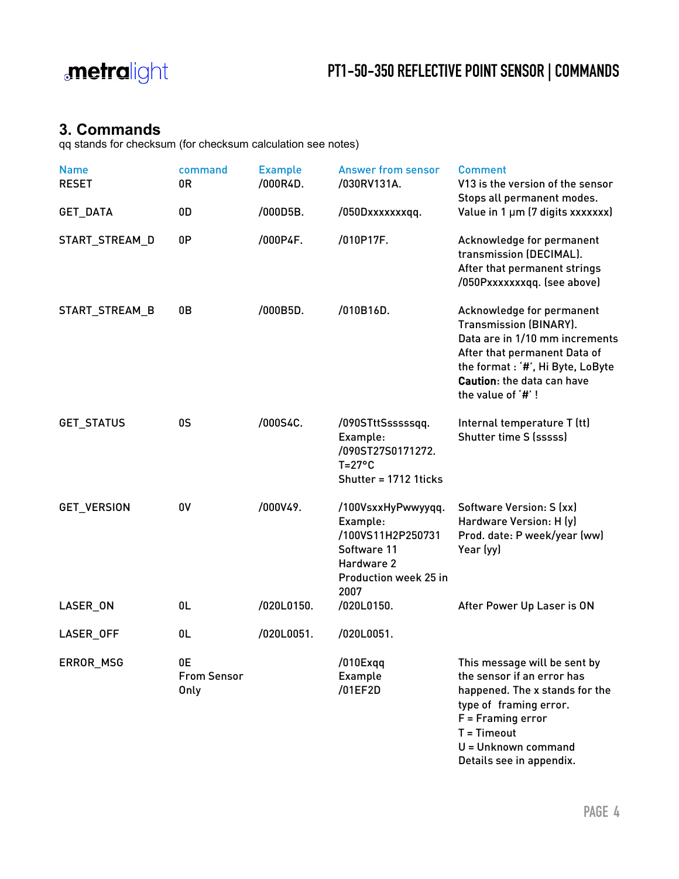## 3. Commands

qq stands for checksum (for checksum calculation see notes)

| Name | command | Example | Answer from sensor | Comment |
|---|---|---|---|---|
| RESET | 0R | /000R4D. | /030RV131A. | V13 is the version of the sensor<br>Stops all permanent modes. |
| GET_DATA | 0D | /000D5B. | /050Dxxxxxxxqq. | Value in 1 µm (7 digits xxxxxxx) |
| START_STREAM_D | 0P | /000P4F. | /010P17F. | Acknowledge for permanent transmission (DECIMAL).<br>After that permanent strings /050Pxxxxxxxqq. (see above) |
| START_STREAM_B | 0B | /000B5D. | /010B16D. | Acknowledge for permanent Transmission (BINARY).<br>Data are in 1/10 mm increments<br>After that permanent Data of the format : '#', Hi Byte, LoByte<br>**Caution**: the data can have the value of '#' ! |
| GET_STATUS | 0S | /000S4C. | /090STttSsssssqq.<br>Example:<br>/090ST27S0171272.<br>T=27°C<br>Shutter = 1712 1ticks | Internal temperature T (tt)<br>Shutter time S (sssss) |
| GET_VERSION | 0V | /000V49. | /100VsxxHyPwwyyqq.<br>Example:<br>/100VS11H2P250731<br>Software 11<br>Hardware 2<br>Production week 25 in 2007 | Software Version: S (xx)<br>Hardware Version: H (y)<br>Prod. date: P week/year (ww)<br>Year (yy) |
| LASER_ON | 0L | /020L0150. | /020L0150. | After Power Up Laser is ON |
| LASER_OFF | 0L | /020L0051. | /020L0051. | |
| ERROR_MSG | 0E<br>From Sensor Only | | /010Exqq<br>Example<br>/01EF2D | This message will be sent by the sensor if an error has happened. The x stands for the type of framing error.<br>F = Framing error<br>T = Timeout<br>U = Unknown command<br>Details see in appendix. |